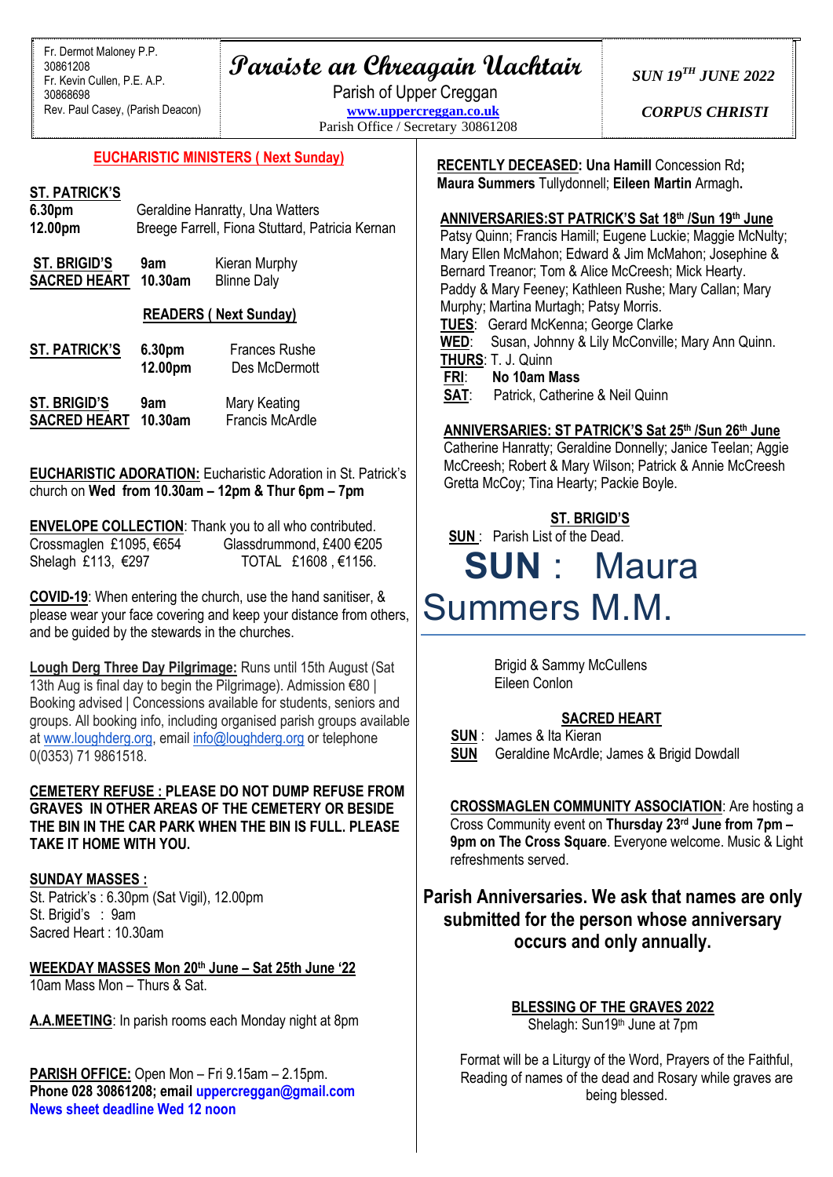Fr. Dermot Maloney P.P.
30861208
Fr. Kevin Cullen, P.E. A.P.
30868698
Rev. Paul Casey, (Parish Deacon)

# Paroiste an Chreagain Uachtair

Parish of Upper Creggan
www.uppercreggan.co.uk
Parish Office / Secretary 30861208

*SUN 19TH JUNE 2022*

*CORPUS CHRISTI*

## EUCHARISTIC MINISTERS ( Next Sunday)

**ST. PATRICK'S**

| | |
|---|---|
| **6.30pm** | Geraldine Hanratty, Una Watters |
| **12.00pm** | Breege Farrell, Fiona Stuttard, Patricia Kernan |

| | | |
|---|---|---|
| **ST. BRIGID'S** | **9am** | Kieran Murphy |
| **SACRED HEART** | **10.30am** | Blinne Daly |

## READERS ( Next Sunday)

| | | |
|---|---|---|
| **ST. PATRICK'S** | **6.30pm** | Frances Rushe |
| | **12.00pm** | Des McDermott |
| **ST. BRIGID'S** | **9am** | Mary Keating |
| **SACRED HEART** | **10.30am** | Francis McArdle |

**EUCHARISTIC ADORATION:** Eucharistic Adoration in St. Patrick's church on **Wed from 10.30am – 12pm & Thur 6pm – 7pm**

**ENVELOPE COLLECTION**: Thank you to all who contributed.
Crossmaglen £1095, €654 Glassdrummond, £400 €205
Shelagh £113, €297 TOTAL £1608 , €1156.

**COVID-19**: When entering the church, use the hand sanitiser, & please wear your face covering and keep your distance from others, and be guided by the stewards in the churches.

**Lough Derg Three Day Pilgrimage:** Runs until 15th August (Sat 13th Aug is final day to begin the Pilgrimage). Admission €80 | Booking advised | Concessions available for students, seniors and groups. All booking info, including organised parish groups available at www.loughderg.org, email info@loughderg.org or telephone 0(0353) 71 9861518.

**CEMETERY REFUSE : PLEASE DO NOT DUMP REFUSE FROM GRAVES IN OTHER AREAS OF THE CEMETERY OR BESIDE THE BIN IN THE CAR PARK WHEN THE BIN IS FULL. PLEASE TAKE IT HOME WITH YOU.**

**SUNDAY MASSES :**
St. Patrick's : 6.30pm (Sat Vigil), 12.00pm
St. Brigid's : 9am
Sacred Heart : 10.30am

**WEEKDAY MASSES Mon 20th June – Sat 25th June '22**
10am Mass Mon – Thurs & Sat.

**A.A.MEETING**: In parish rooms each Monday night at 8pm

**PARISH OFFICE:** Open Mon – Fri 9.15am – 2.15pm.
**Phone 028 30861208; email uppercreggan@gmail.com**
**News sheet deadline Wed 12 noon**

**RECENTLY DECEASED: Una Hamill** Concession Rd**; Maura Summers** Tullydonnell; **Eileen Martin** Armagh**.**

**ANNIVERSARIES:ST PATRICK'S Sat 18th /Sun 19th June**
Patsy Quinn; Francis Hamill; Eugene Luckie; Maggie McNulty; Mary Ellen McMahon; Edward & Jim McMahon; Josephine & Bernard Treanor; Tom & Alice McCreesh; Mick Hearty. Paddy & Mary Feeney; Kathleen Rushe; Mary Callan; Mary Murphy; Martina Murtagh; Patsy Morris.
**TUES**: Gerard McKenna; George Clarke
**WED**: Susan, Johnny & Lily McConville; Mary Ann Quinn.
**THURS**: T. J. Quinn
**FRI**: **No 10am Mass**
**SAT**: Patrick, Catherine & Neil Quinn

**ANNIVERSARIES: ST PATRICK'S Sat 25th /Sun 26th June**
Catherine Hanratty; Geraldine Donnelly; Janice Teelan; Aggie McCreesh; Robert & Mary Wilson; Patrick & Annie McCreesh Gretta McCoy; Tina Hearty; Packie Boyle.

**ST. BRIGID'S**
**SUN** : Parish List of the Dead.
**SUN** : Maura Summers M.M.
Brigid & Sammy McCullens
Eileen Conlon

**SACRED HEART**
**SUN** : James & Ita Kieran
**SUN** Geraldine McArdle; James & Brigid Dowdall

**CROSSMAGLEN COMMUNITY ASSOCIATION**: Are hosting a Cross Community event on **Thursday 23rd June from 7pm – 9pm on The Cross Square**. Everyone welcome. Music & Light refreshments served.

**Parish Anniversaries. We ask that names are only submitted for the person whose anniversary occurs and only annually.**

**BLESSING OF THE GRAVES 2022**
Shelagh: Sun19th June at 7pm

Format will be a Liturgy of the Word, Prayers of the Faithful, Reading of names of the dead and Rosary while graves are being blessed.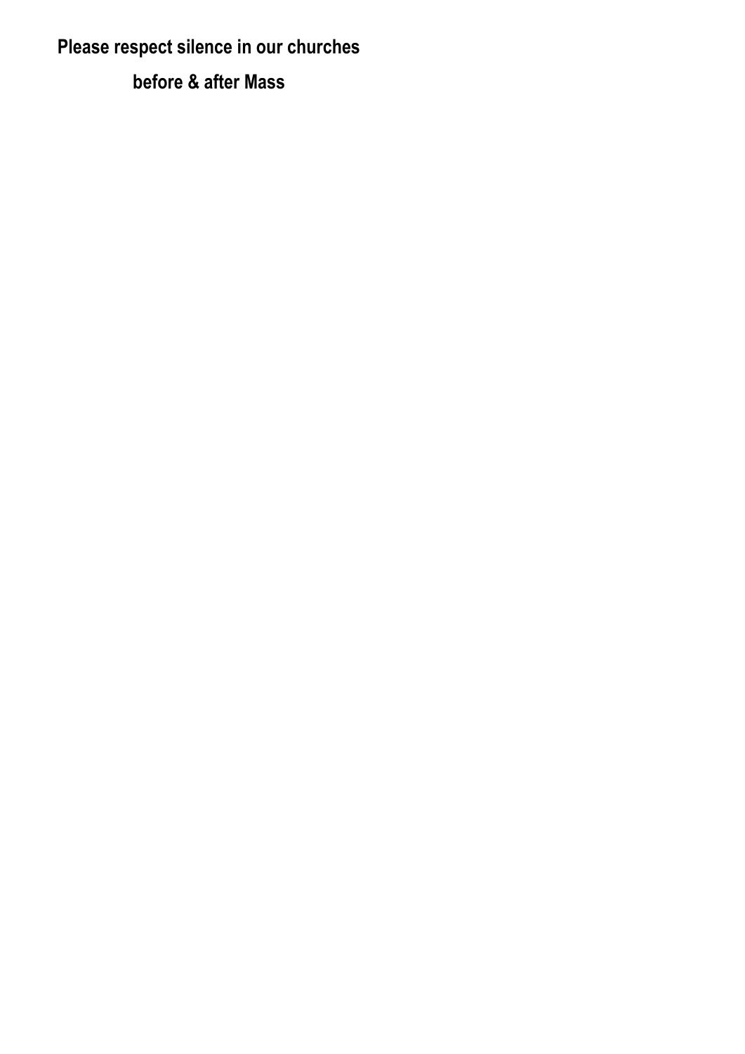**Please respect silence in our churches**

**before & after Mass**